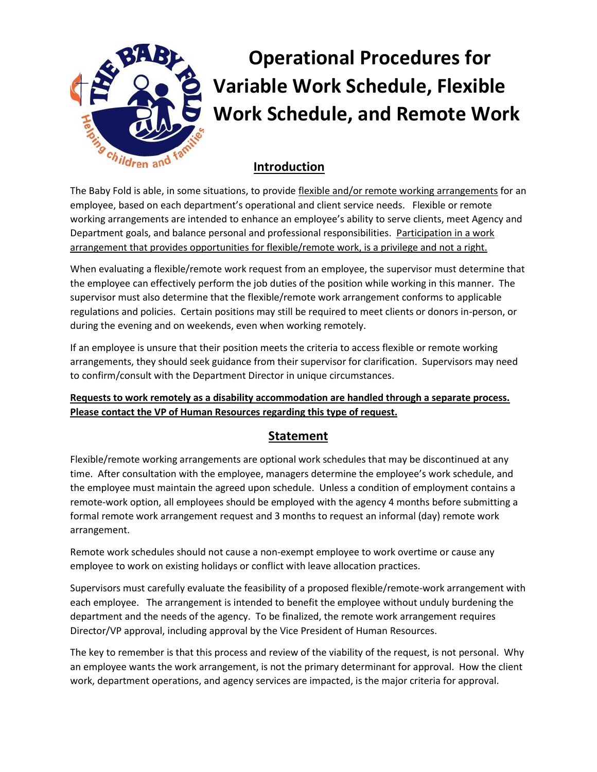# Operational Procedures for Variable Work Schedule, Flexible Work Schedule, and Remote Work

## Introduction

The Baby Fold is able, in some situations, to provide flexible and/or remote working arrangements for an employee, based on each department's operational and client service needs. Flexible or remote working arrangements are intended to enhance an employee's ability to serve clients, meet Agency and Department goals, and balance personal and professional responsibilities. Participation in a work arrangement that provides opportunities for flexible/remote work, is a privilege and not a right.

When evaluating a flexible/remote work request from an employee, the supervisor must determine that the employee can effectively perform the job duties of the position while working in this manner. The supervisor must also determine that the flexible/remote work arrangement conforms to applicable regulations and policies. Certain positions may still be required to meet clients or donors in-person, or during the evening and on weekends, even when working remotely.

If an employee is unsure that their position meets the criteria to access flexible or remote working arrangements, they should seek guidance from their supervisor for clarification. Supervisors may need to confirm/consult with the Department Director in unique circumstances.

**Requests to work remotely as a disability accommodation are handled through a separate process. Please contact the VP of Human Resources regarding this type of request.**

## Statement

Flexible/remote working arrangements are optional work schedules that may be discontinued at any time. After consultation with the employee, managers determine the employee's work schedule, and the employee must maintain the agreed upon schedule. Unless a condition of employment contains a remote-work option, all employees should be employed with the agency 4 months before submitting a formal remote work arrangement request and 3 months to request an informal (day) remote work arrangement.

Remote work schedules should not cause a non-exempt employee to work overtime or cause any employee to work on existing holidays or conflict with leave allocation practices.

Supervisors must carefully evaluate the feasibility of a proposed flexible/remote-work arrangement with each employee. The arrangement is intended to benefit the employee without unduly burdening the department and the needs of the agency. To be finalized, the remote work arrangement requires Director/VP approval, including approval by the Vice President of Human Resources.

The key to remember is that this process and review of the viability of the request, is not personal. Why an employee wants the work arrangement, is not the primary determinant for approval. How the client work, department operations, and agency services are impacted, is the major criteria for approval.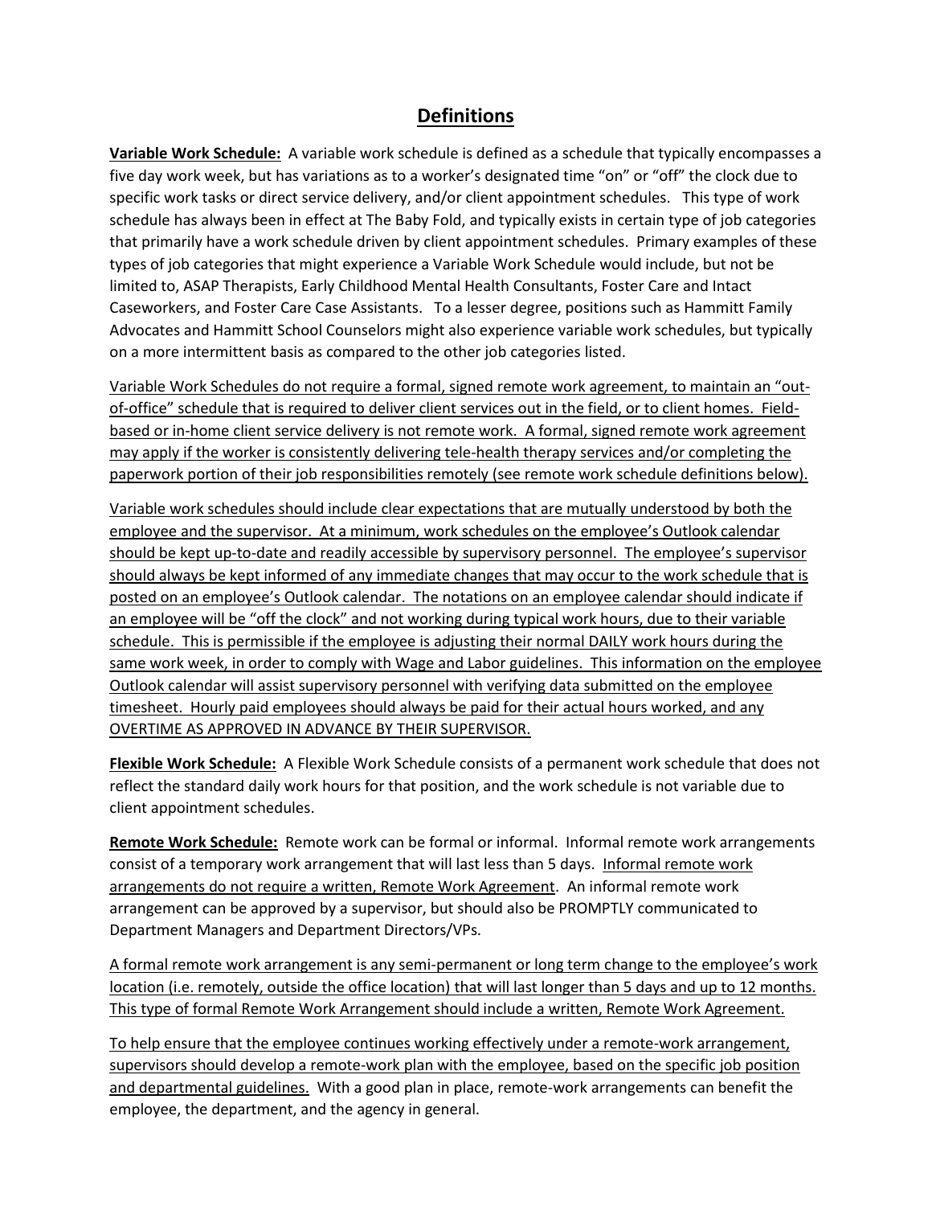## Definitions

**Variable Work Schedule:** A variable work schedule is defined as a schedule that typically encompasses a five day work week, but has variations as to a worker's designated time "on" or "off" the clock due to specific work tasks or direct service delivery, and/or client appointment schedules. This type of work schedule has always been in effect at The Baby Fold, and typically exists in certain type of job categories that primarily have a work schedule driven by client appointment schedules. Primary examples of these types of job categories that might experience a Variable Work Schedule would include, but not be limited to, ASAP Therapists, Early Childhood Mental Health Consultants, Foster Care and Intact Caseworkers, and Foster Care Case Assistants. To a lesser degree, positions such as Hammitt Family Advocates and Hammitt School Counselors might also experience variable work schedules, but typically on a more intermittent basis as compared to the other job categories listed.

Variable Work Schedules do not require a formal, signed remote work agreement, to maintain an "out-of-office" schedule that is required to deliver client services out in the field, or to client homes. Field-based or in-home client service delivery is not remote work. A formal, signed remote work agreement may apply if the worker is consistently delivering tele-health therapy services and/or completing the paperwork portion of their job responsibilities remotely (see remote work schedule definitions below).

Variable work schedules should include clear expectations that are mutually understood by both the employee and the supervisor. At a minimum, work schedules on the employee's Outlook calendar should be kept up-to-date and readily accessible by supervisory personnel. The employee's supervisor should always be kept informed of any immediate changes that may occur to the work schedule that is posted on an employee's Outlook calendar. The notations on an employee calendar should indicate if an employee will be "off the clock" and not working during typical work hours, due to their variable schedule. This is permissible if the employee is adjusting their normal DAILY work hours during the same work week, in order to comply with Wage and Labor guidelines. This information on the employee Outlook calendar will assist supervisory personnel with verifying data submitted on the employee timesheet. Hourly paid employees should always be paid for their actual hours worked, and any OVERTIME AS APPROVED IN ADVANCE BY THEIR SUPERVISOR.

**Flexible Work Schedule:** A Flexible Work Schedule consists of a permanent work schedule that does not reflect the standard daily work hours for that position, and the work schedule is not variable due to client appointment schedules.

**Remote Work Schedule:** Remote work can be formal or informal. Informal remote work arrangements consist of a temporary work arrangement that will last less than 5 days. Informal remote work arrangements do not require a written, Remote Work Agreement. An informal remote work arrangement can be approved by a supervisor, but should also be PROMPTLY communicated to Department Managers and Department Directors/VPs.

A formal remote work arrangement is any semi-permanent or long term change to the employee's work location (i.e. remotely, outside the office location) that will last longer than 5 days and up to 12 months. This type of formal Remote Work Arrangement should include a written, Remote Work Agreement.

To help ensure that the employee continues working effectively under a remote-work arrangement, supervisors should develop a remote-work plan with the employee, based on the specific job position and departmental guidelines. With a good plan in place, remote-work arrangements can benefit the employee, the department, and the agency in general.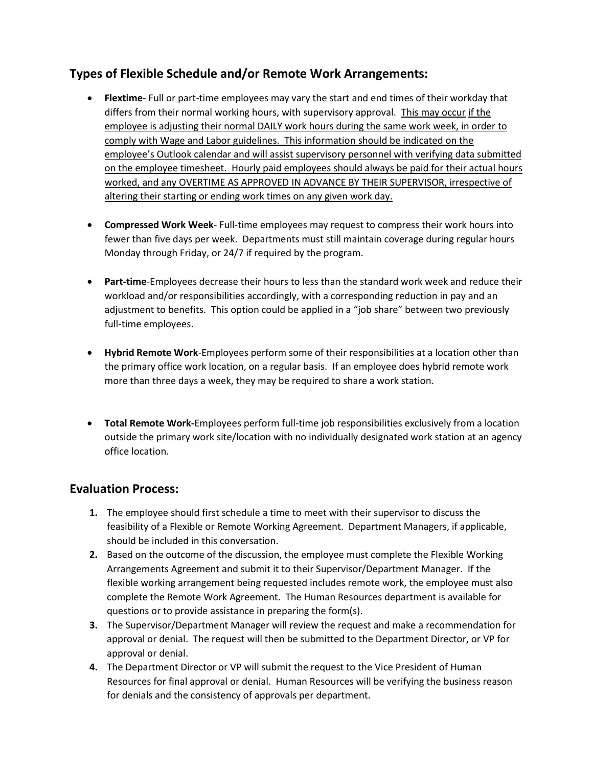## Types of Flexible Schedule and/or Remote Work Arrangements:

- **Flextime**- Full or part-time employees may vary the start and end times of their workday that differs from their normal working hours, with supervisory approval. <u>This may occur if the employee is adjusting their normal DAILY work hours during the same work week, in order to comply with Wage and Labor guidelines. This information should be indicated on the employee's Outlook calendar and will assist supervisory personnel with verifying data submitted on the employee timesheet. Hourly paid employees should always be paid for their actual hours worked, and any OVERTIME AS APPROVED IN ADVANCE BY THEIR SUPERVISOR, irrespective of altering their starting or ending work times on any given work day.</u>

- **Compressed Work Week**- Full-time employees may request to compress their work hours into fewer than five days per week. Departments must still maintain coverage during regular hours Monday through Friday, or 24/7 if required by the program.

- **Part-time**-Employees decrease their hours to less than the standard work week and reduce their workload and/or responsibilities accordingly, with a corresponding reduction in pay and an adjustment to benefits. This option could be applied in a "job share" between two previously full-time employees.

- **Hybrid Remote Work**-Employees perform some of their responsibilities at a location other than the primary office work location, on a regular basis. If an employee does hybrid remote work more than three days a week, they may be required to share a work station.

- **Total Remote Work-**Employees perform full-time job responsibilities exclusively from a location outside the primary work site/location with no individually designated work station at an agency office location.

## Evaluation Process:

1. The employee should first schedule a time to meet with their supervisor to discuss the feasibility of a Flexible or Remote Working Agreement. Department Managers, if applicable, should be included in this conversation.
2. Based on the outcome of the discussion, the employee must complete the Flexible Working Arrangements Agreement and submit it to their Supervisor/Department Manager. If the flexible working arrangement being requested includes remote work, the employee must also complete the Remote Work Agreement. The Human Resources department is available for questions or to provide assistance in preparing the form(s).
3. The Supervisor/Department Manager will review the request and make a recommendation for approval or denial. The request will then be submitted to the Department Director, or VP for approval or denial.
4. The Department Director or VP will submit the request to the Vice President of Human Resources for final approval or denial. Human Resources will be verifying the business reason for denials and the consistency of approvals per department.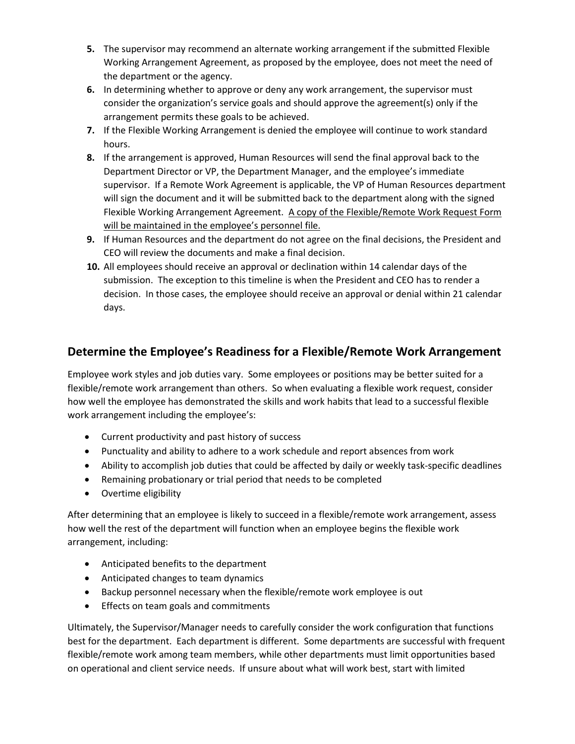5. The supervisor may recommend an alternate working arrangement if the submitted Flexible Working Arrangement Agreement, as proposed by the employee, does not meet the need of the department or the agency.
6. In determining whether to approve or deny any work arrangement, the supervisor must consider the organization's service goals and should approve the agreement(s) only if the arrangement permits these goals to be achieved.
7. If the Flexible Working Arrangement is denied the employee will continue to work standard hours.
8. If the arrangement is approved, Human Resources will send the final approval back to the Department Director or VP, the Department Manager, and the employee's immediate supervisor. If a Remote Work Agreement is applicable, the VP of Human Resources department will sign the document and it will be submitted back to the department along with the signed Flexible Working Arrangement Agreement. <u>A copy of the Flexible/Remote Work Request Form will be maintained in the employee's personnel file.</u>
9. If Human Resources and the department do not agree on the final decisions, the President and CEO will review the documents and make a final decision.
10. All employees should receive an approval or declination within 14 calendar days of the submission. The exception to this timeline is when the President and CEO has to render a decision. In those cases, the employee should receive an approval or denial within 21 calendar days.

## Determine the Employee's Readiness for a Flexible/Remote Work Arrangement

Employee work styles and job duties vary. Some employees or positions may be better suited for a flexible/remote work arrangement than others. So when evaluating a flexible work request, consider how well the employee has demonstrated the skills and work habits that lead to a successful flexible work arrangement including the employee's:

- Current productivity and past history of success
- Punctuality and ability to adhere to a work schedule and report absences from work
- Ability to accomplish job duties that could be affected by daily or weekly task-specific deadlines
- Remaining probationary or trial period that needs to be completed
- Overtime eligibility

After determining that an employee is likely to succeed in a flexible/remote work arrangement, assess how well the rest of the department will function when an employee begins the flexible work arrangement, including:

- Anticipated benefits to the department
- Anticipated changes to team dynamics
- Backup personnel necessary when the flexible/remote work employee is out
- Effects on team goals and commitments

Ultimately, the Supervisor/Manager needs to carefully consider the work configuration that functions best for the department. Each department is different. Some departments are successful with frequent flexible/remote work among team members, while other departments must limit opportunities based on operational and client service needs. If unsure about what will work best, start with limited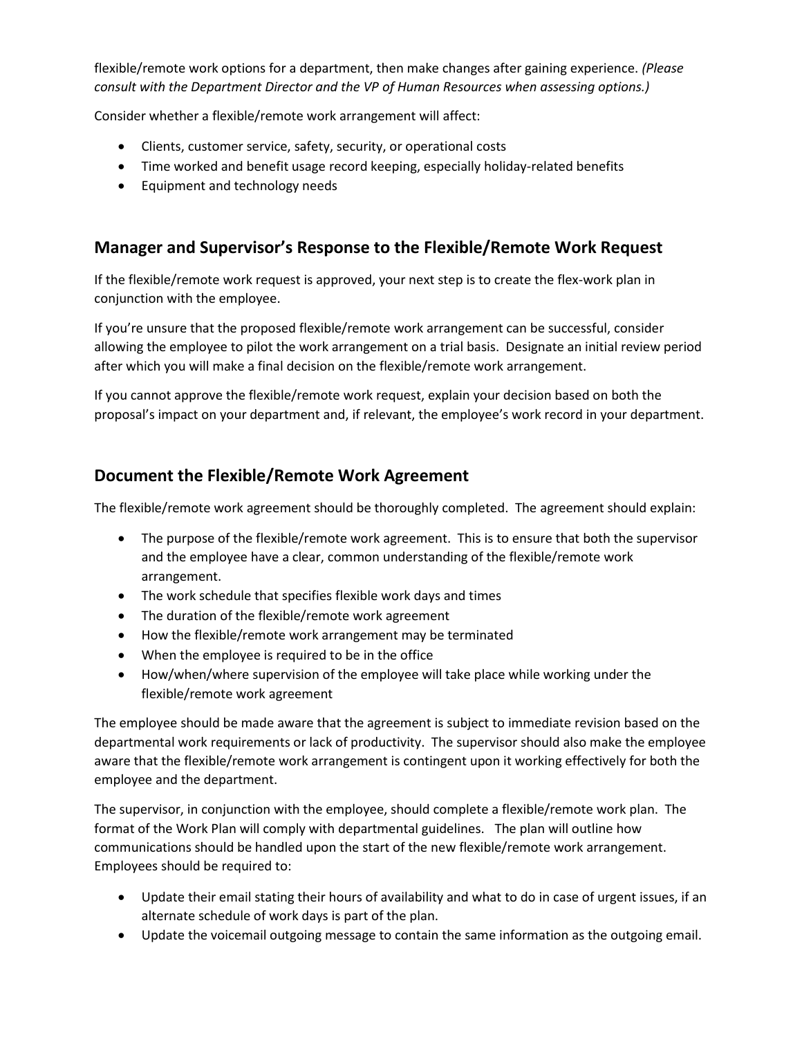flexible/remote work options for a department, then make changes after gaining experience. *(Please consult with the Department Director and the VP of Human Resources when assessing options.)*

Consider whether a flexible/remote work arrangement will affect:

- Clients, customer service, safety, security, or operational costs
- Time worked and benefit usage record keeping, especially holiday-related benefits
- Equipment and technology needs

## Manager and Supervisor's Response to the Flexible/Remote Work Request

If the flexible/remote work request is approved, your next step is to create the flex-work plan in conjunction with the employee.

If you're unsure that the proposed flexible/remote work arrangement can be successful, consider allowing the employee to pilot the work arrangement on a trial basis. Designate an initial review period after which you will make a final decision on the flexible/remote work arrangement.

If you cannot approve the flexible/remote work request, explain your decision based on both the proposal's impact on your department and, if relevant, the employee's work record in your department.

## Document the Flexible/Remote Work Agreement

The flexible/remote work agreement should be thoroughly completed. The agreement should explain:

- The purpose of the flexible/remote work agreement. This is to ensure that both the supervisor and the employee have a clear, common understanding of the flexible/remote work arrangement.
- The work schedule that specifies flexible work days and times
- The duration of the flexible/remote work agreement
- How the flexible/remote work arrangement may be terminated
- When the employee is required to be in the office
- How/when/where supervision of the employee will take place while working under the flexible/remote work agreement

The employee should be made aware that the agreement is subject to immediate revision based on the departmental work requirements or lack of productivity. The supervisor should also make the employee aware that the flexible/remote work arrangement is contingent upon it working effectively for both the employee and the department.

The supervisor, in conjunction with the employee, should complete a flexible/remote work plan. The format of the Work Plan will comply with departmental guidelines. The plan will outline how communications should be handled upon the start of the new flexible/remote work arrangement. Employees should be required to:

- Update their email stating their hours of availability and what to do in case of urgent issues, if an alternate schedule of work days is part of the plan.
- Update the voicemail outgoing message to contain the same information as the outgoing email.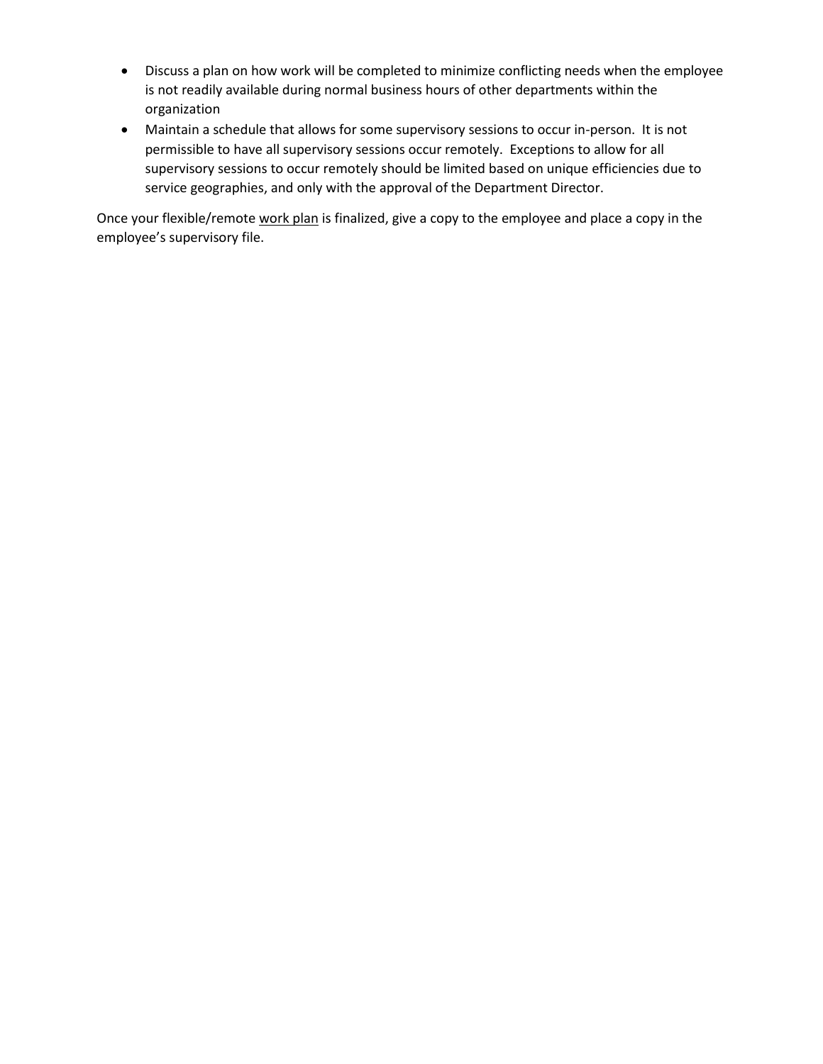- Discuss a plan on how work will be completed to minimize conflicting needs when the employee is not readily available during normal business hours of other departments within the organization
- Maintain a schedule that allows for some supervisory sessions to occur in-person. It is not permissible to have all supervisory sessions occur remotely. Exceptions to allow for all supervisory sessions to occur remotely should be limited based on unique efficiencies due to service geographies, and only with the approval of the Department Director.

Once your flexible/remote work plan is finalized, give a copy to the employee and place a copy in the employee's supervisory file.